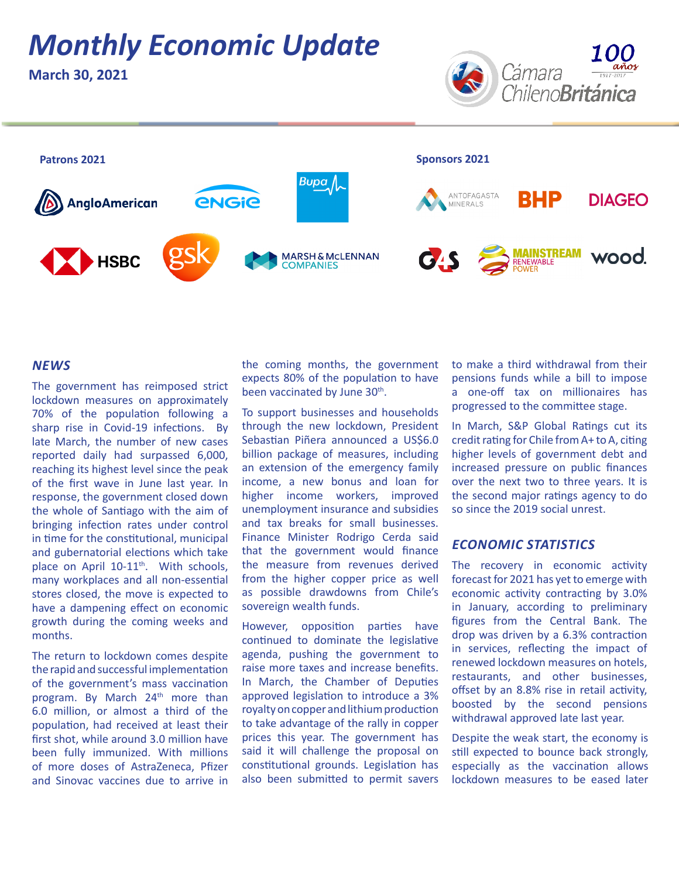# Monthly Economic Update

**March 30, 2021**

Cámara ChilenoBritánica

**Patrons 2021**

AngloAmerican, ENGIE, Bupa, HSBC, gsk, Marsh & McLennan Companies

**Sponsors 2021**

Antofagasta Minerals, BHP, Diageo, G4S, Mainstream Renewable Power, Wood

## *NEWS*

The government has reimposed strict lockdown measures on approximately 70% of the population following a sharp rise in Covid-19 infections. By late March, the number of new cases reported daily had surpassed 6,000, reaching its highest level since the peak of the first wave in June last year. In response, the government closed down the whole of Santiago with the aim of bringing infection rates under control in time for the constitutional, municipal and gubernatorial elections which take place on April 10-11th. With schools, many workplaces and all non-essential stores closed, the move is expected to have a dampening effect on economic growth during the coming weeks and months.

The return to lockdown comes despite the rapid and successful implementation of the government's mass vaccination program. By March 24th more than 6.0 million, or almost a third of the population, had received at least their first shot, while around 3.0 million have been fully immunized. With millions of more doses of AstraZeneca, Pfizer and Sinovac vaccines due to arrive in the coming months, the government expects 80% of the population to have been vaccinated by June 30th.

To support businesses and households through the new lockdown, President Sebastian Piñera announced a US$6.0 billion package of measures, including an extension of the emergency family income, a new bonus and loan for higher income workers, improved unemployment insurance and subsidies and tax breaks for small businesses. Finance Minister Rodrigo Cerda said that the government would finance the measure from revenues derived from the higher copper price as well as possible drawdowns from Chile's sovereign wealth funds.

However, opposition parties have continued to dominate the legislative agenda, pushing the government to raise more taxes and increase benefits. In March, the Chamber of Deputies approved legislation to introduce a 3% royalty on copper and lithium production to take advantage of the rally in copper prices this year. The government has said it will challenge the proposal on constitutional grounds. Legislation has also been submitted to permit savers to make a third withdrawal from their pensions funds while a bill to impose a one-off tax on millionaires has progressed to the committee stage.

In March, S&P Global Ratings cut its credit rating for Chile from A+ to A, citing higher levels of government debt and increased pressure on public finances over the next two to three years. It is the second major ratings agency to do so since the 2019 social unrest.

## *ECONOMIC STATISTICS*

The recovery in economic activity forecast for 2021 has yet to emerge with economic activity contracting by 3.0% in January, according to preliminary figures from the Central Bank. The drop was driven by a 6.3% contraction in services, reflecting the impact of renewed lockdown measures on hotels, restaurants, and other businesses, offset by an 8.8% rise in retail activity, boosted by the second pensions withdrawal approved late last year.

Despite the weak start, the economy is still expected to bounce back strongly, especially as the vaccination allows lockdown measures to be eased later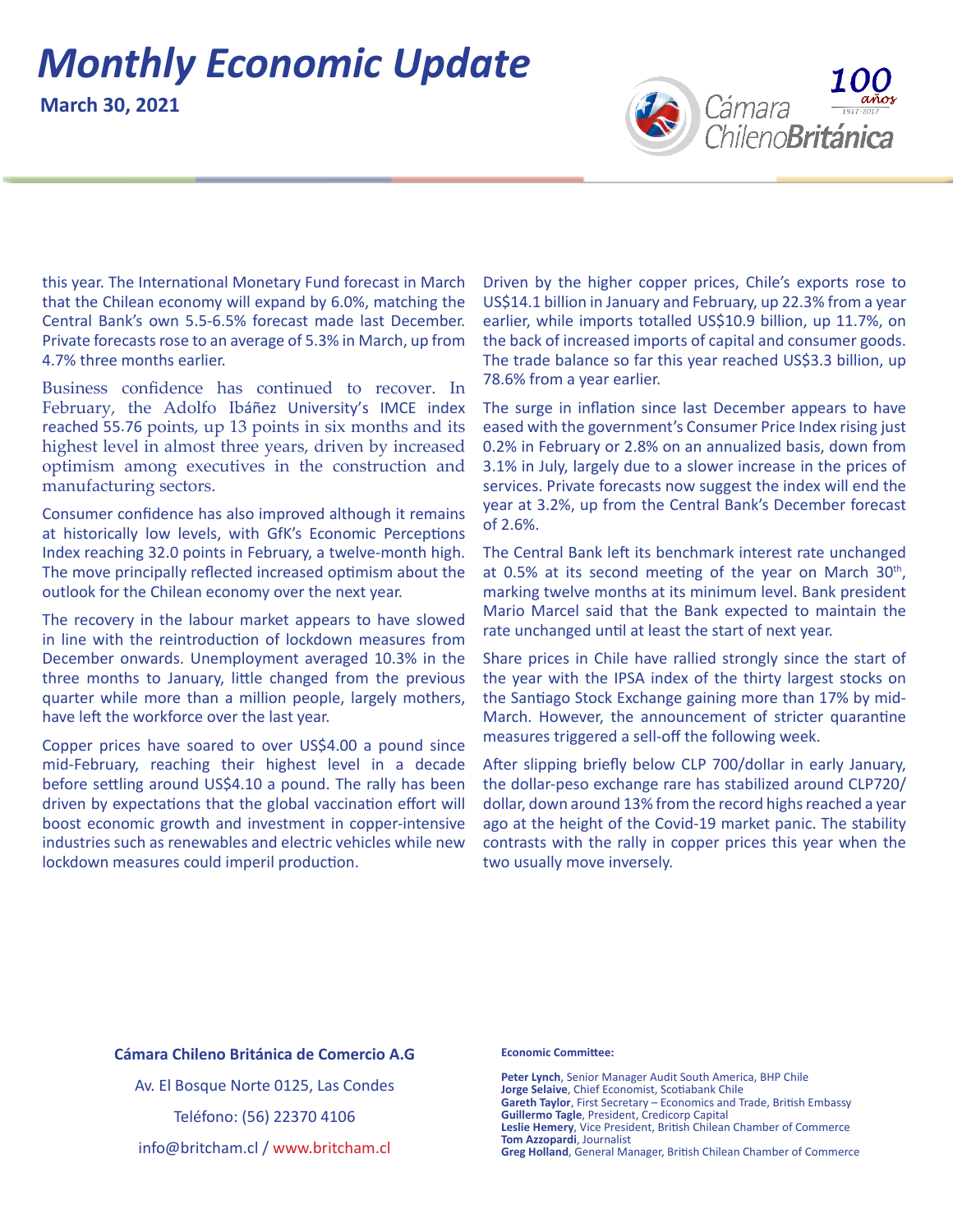# Monthly Economic Update

**March 30, 2021**

this year. The International Monetary Fund forecast in March that the Chilean economy will expand by 6.0%, matching the Central Bank's own 5.5-6.5% forecast made last December. Private forecasts rose to an average of 5.3% in March, up from 4.7% three months earlier.

Business confidence has continued to recover. In February, the Adolfo Ibáñez University's IMCE index reached 55.76 points, up 13 points in six months and its highest level in almost three years, driven by increased optimism among executives in the construction and manufacturing sectors.

Consumer confidence has also improved although it remains at historically low levels, with GfK's Economic Perceptions Index reaching 32.0 points in February, a twelve-month high. The move principally reflected increased optimism about the outlook for the Chilean economy over the next year.

The recovery in the labour market appears to have slowed in line with the reintroduction of lockdown measures from December onwards. Unemployment averaged 10.3% in the three months to January, little changed from the previous quarter while more than a million people, largely mothers, have left the workforce over the last year.

Copper prices have soared to over US$4.00 a pound since mid-February, reaching their highest level in a decade before settling around US$4.10 a pound. The rally has been driven by expectations that the global vaccination effort will boost economic growth and investment in copper-intensive industries such as renewables and electric vehicles while new lockdown measures could imperil production.

Driven by the higher copper prices, Chile's exports rose to US$14.1 billion in January and February, up 22.3% from a year earlier, while imports totalled US$10.9 billion, up 11.7%, on the back of increased imports of capital and consumer goods. The trade balance so far this year reached US$3.3 billion, up 78.6% from a year earlier.

The surge in inflation since last December appears to have eased with the government's Consumer Price Index rising just 0.2% in February or 2.8% on an annualized basis, down from 3.1% in July, largely due to a slower increase in the prices of services. Private forecasts now suggest the index will end the year at 3.2%, up from the Central Bank's December forecast of 2.6%.

The Central Bank left its benchmark interest rate unchanged at 0.5% at its second meeting of the year on March 30th, marking twelve months at its minimum level. Bank president Mario Marcel said that the Bank expected to maintain the rate unchanged until at least the start of next year.

Share prices in Chile have rallied strongly since the start of the year with the IPSA index of the thirty largest stocks on the Santiago Stock Exchange gaining more than 17% by mid-March. However, the announcement of stricter quarantine measures triggered a sell-off the following week.

After slipping briefly below CLP 700/dollar in early January, the dollar-peso exchange rare has stabilized around CLP720/dollar, down around 13% from the record highs reached a year ago at the height of the Covid-19 market panic. The stability contrasts with the rally in copper prices this year when the two usually move inversely.

**Cámara Chileno Británica de Comercio A.G**

Av. El Bosque Norte 0125, Las Condes

Teléfono: (56) 22370 4106

info@britcham.cl / www.britcham.cl

**Economic Committee:**

**Peter Lynch**, Senior Manager Audit South America, BHP Chile
**Jorge Selaive**, Chief Economist, Scotiabank Chile
**Gareth Taylor**, First Secretary – Economics and Trade, British Embassy
**Guillermo Tagle**, President, Credicorp Capital
**Leslie Hemery**, Vice President, British Chilean Chamber of Commerce
**Tom Azzopardi**, Journalist
**Greg Holland**, General Manager, British Chilean Chamber of Commerce